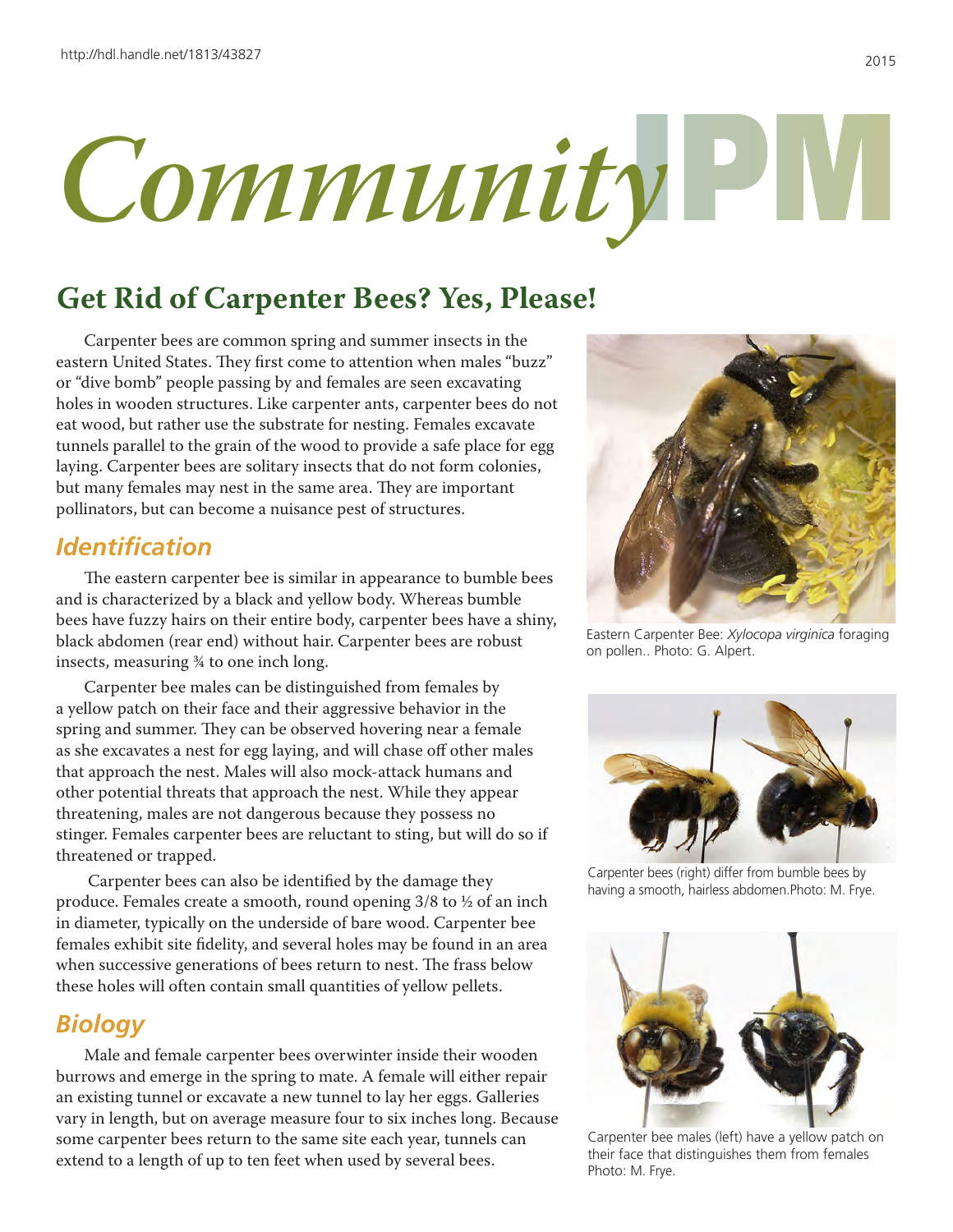# Community IPM

## Get Rid of Carpenter Bees? Yes, Please!

Carpenter bees are common spring and summer insects in the eastern United States. They first come to attention when males "buzz" or "dive bomb" people passing by and females are seen excavating holes in wooden structures. Like carpenter ants, carpenter bees do not eat wood, but rather use the substrate for nesting. Females excavate tunnels parallel to the grain of the wood to provide a safe place for egg laying. Carpenter bees are solitary insects that do not form colonies, but many females may nest in the same area. They are important pollinators, but can become a nuisance pest of structures.

### *Identification*

The eastern carpenter bee is similar in appearance to bumble bees and is characterized by a black and yellow body. Whereas bumble bees have fuzzy hairs on their entire body, carpenter bees have a shiny, black abdomen (rear end) without hair. Carpenter bees are robust insects, measuring ¾ to one inch long.

Carpenter bee males can be distinguished from females by a yellow patch on their face and their aggressive behavior in the spring and summer. They can be observed hovering near a female as she excavates a nest for egg laying, and will chase off other males that approach the nest. Males will also mock-attack humans and other potential threats that approach the nest. While they appear threatening, males are not dangerous because they possess no stinger. Females carpenter bees are reluctant to sting, but will do so if threatened or trapped.

Carpenter bees can also be identified by the damage they produce. Females create a smooth, round opening 3/8 to ½ of an inch in diameter, typically on the underside of bare wood. Carpenter bee females exhibit site fidelity, and several holes may be found in an area when successive generations of bees return to nest. The frass below these holes will often contain small quantities of yellow pellets.

### *Biology*

Male and female carpenter bees overwinter inside their wooden burrows and emerge in the spring to mate. A female will either repair an existing tunnel or excavate a new tunnel to lay her eggs. Galleries vary in length, but on average measure four to six inches long. Because some carpenter bees return to the same site each year, tunnels can extend to a length of up to ten feet when used by several bees.

Eastern Carpenter Bee: *Xylocopa virginica* foraging on pollen.. Photo: G. Alpert.

Carpenter bees (right) differ from bumble bees by having a smooth, hairless abdomen.Photo: M. Frye.

Carpenter bee males (left) have a yellow patch on their face that distinguishes them from females Photo: M. Frye.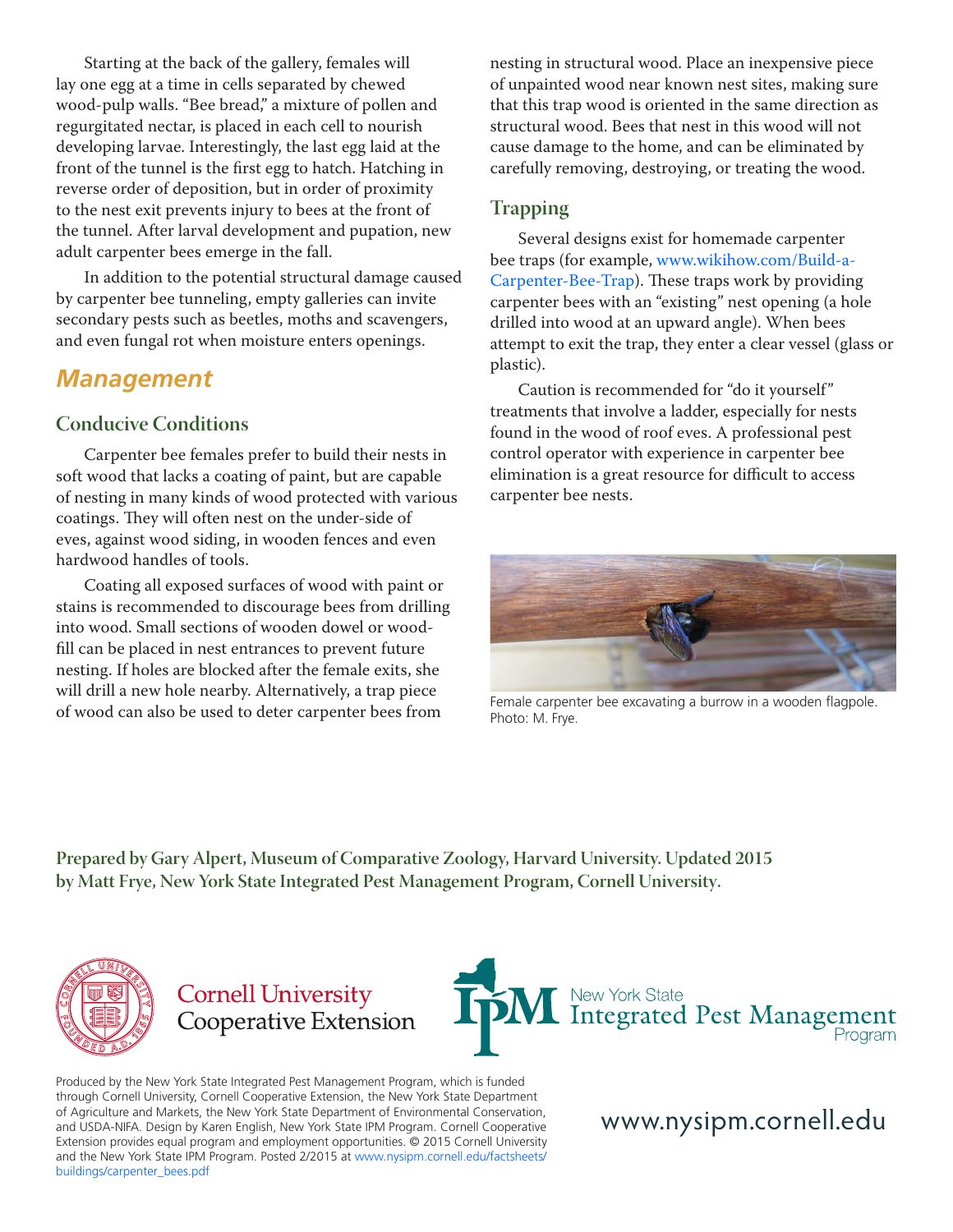Starting at the back of the gallery, females will lay one egg at a time in cells separated by chewed wood-pulp walls. "Bee bread," a mixture of pollen and regurgitated nectar, is placed in each cell to nourish developing larvae. Interestingly, the last egg laid at the front of the tunnel is the first egg to hatch. Hatching in reverse order of deposition, but in order of proximity to the nest exit prevents injury to bees at the front of the tunnel. After larval development and pupation, new adult carpenter bees emerge in the fall.

In addition to the potential structural damage caused by carpenter bee tunneling, empty galleries can invite secondary pests such as beetles, moths and scavengers, and even fungal rot when moisture enters openings.

## *Management*

### Conducive Conditions

Carpenter bee females prefer to build their nests in soft wood that lacks a coating of paint, but are capable of nesting in many kinds of wood protected with various coatings. They will often nest on the under-side of eves, against wood siding, in wooden fences and even hardwood handles of tools.

Coating all exposed surfaces of wood with paint or stains is recommended to discourage bees from drilling into wood. Small sections of wooden dowel or wood-fill can be placed in nest entrances to prevent future nesting. If holes are blocked after the female exits, she will drill a new hole nearby. Alternatively, a trap piece of wood can also be used to deter carpenter bees from nesting in structural wood. Place an inexpensive piece of unpainted wood near known nest sites, making sure that this trap wood is oriented in the same direction as structural wood. Bees that nest in this wood will not cause damage to the home, and can be eliminated by carefully removing, destroying, or treating the wood.

### Trapping

Several designs exist for homemade carpenter bee traps (for example, www.wikihow.com/Build-a-Carpenter-Bee-Trap). These traps work by providing carpenter bees with an "existing" nest opening (a hole drilled into wood at an upward angle). When bees attempt to exit the trap, they enter a clear vessel (glass or plastic).

Caution is recommended for "do it yourself" treatments that involve a ladder, especially for nests found in the wood of roof eves. A professional pest control operator with experience in carpenter bee elimination is a great resource for difficult to access carpenter bee nests.

Female carpenter bee excavating a burrow in a wooden flagpole. Photo: M. Frye.

**Prepared by Gary Alpert, Museum of Comparative Zoology, Harvard University. Updated 2015 by Matt Frye, New York State Integrated Pest Management Program, Cornell University.**

Cornell University Cooperative Extension

New York State Integrated Pest Management Program

Produced by the New York State Integrated Pest Management Program, which is funded through Cornell University, Cornell Cooperative Extension, the New York State Department of Agriculture and Markets, the New York State Department of Environmental Conservation, and USDA-NIFA. Design by Karen English, New York State IPM Program. Cornell Cooperative Extension provides equal program and employment opportunities. © 2015 Cornell University and the New York State IPM Program. Posted 2/2015 at www.nysipm.cornell.edu/factsheets/buildings/carpenter_bees.pdf

www.nysipm.cornell.edu